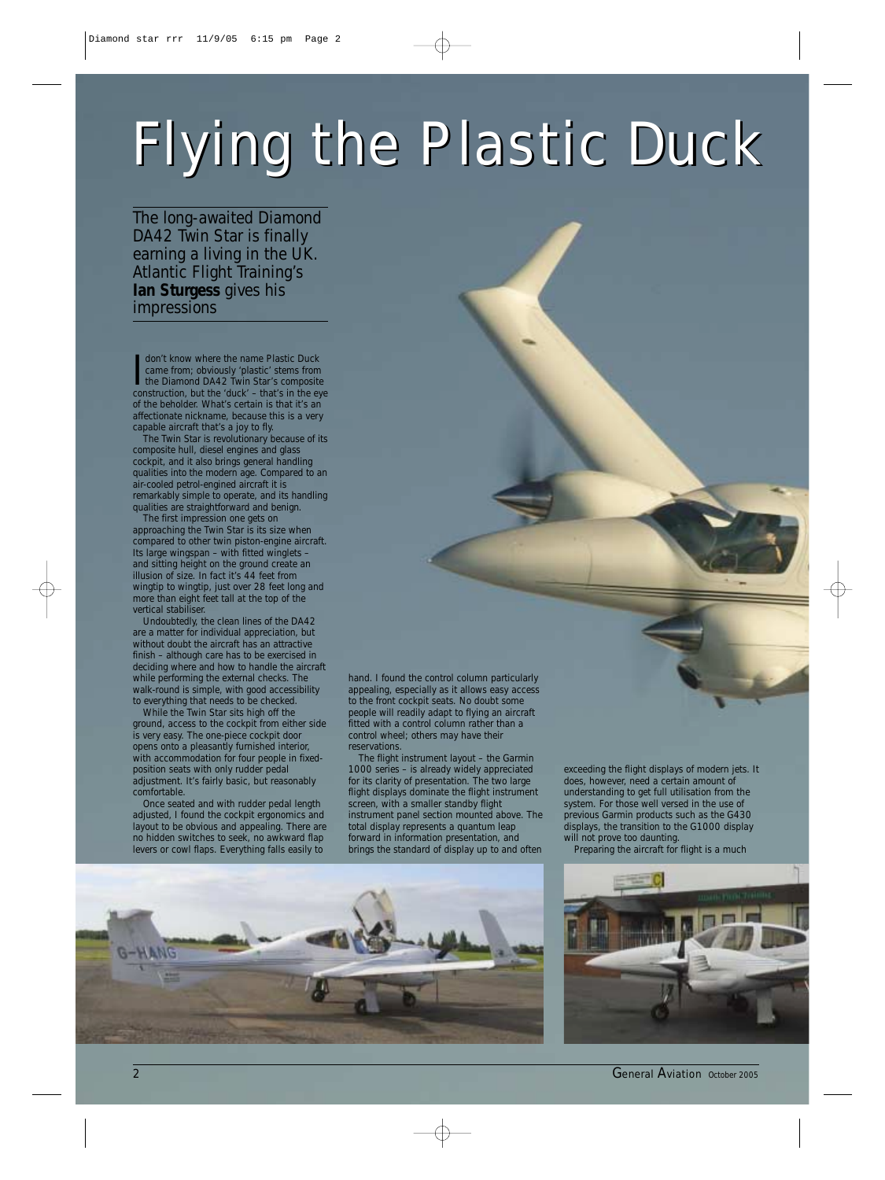# Flying the Plastic Duck

*The long-awaited Diamond DA42 Twin Star is finally earning a living in the UK. Atlantic Flight Training's* ***Ian Sturgess*** *gives his impressions*

I don't know where the name Plastic Duck came from; obviously 'plastic' stems from the Diamond DA42 Twin Star's composite construction, but the 'duck' – that's in the eye of the beholder. What's certain is that it's an affectionate nickname, because this is a very capable aircraft that's a joy to fly.

The Twin Star is revolutionary because of its composite hull, diesel engines and glass cockpit, and it also brings general handling qualities into the modern age. Compared to an air-cooled petrol-engined aircraft it is remarkably simple to operate, and its handling qualities are straightforward and benign.

The first impression one gets on approaching the Twin Star is its size when compared to other twin piston-engine aircraft. Its large wingspan – with fitted winglets – and sitting height on the ground create an illusion of size. In fact it's 44 feet from wingtip to wingtip, just over 28 feet long and more than eight feet tall at the top of the vertical stabiliser.

Undoubtedly, the clean lines of the DA42 are a matter for individual appreciation, but without doubt the aircraft has an attractive finish – although care has to be exercised in deciding where and how to handle the aircraft while performing the external checks. The walk-round is simple, with good accessibility to everything that needs to be checked.

While the Twin Star sits high off the ground, access to the cockpit from either side is very easy. The one-piece cockpit door opens onto a pleasantly furnished interior, with accommodation for four people in fixed-position seats with only rudder pedal adjustment. It's fairly basic, but reasonably comfortable.

Once seated and with rudder pedal length adjusted, I found the cockpit ergonomics and layout to be obvious and appealing. There are no hidden switches to seek, no awkward flap levers or cowl flaps. Everything falls easily to hand. I found the control column particularly appealing, especially as it allows easy access to the front cockpit seats. No doubt some people will readily adapt to flying an aircraft fitted with a control column rather than a control wheel; others may have their reservations.

The flight instrument layout – the Garmin 1000 series – is already widely appreciated for its clarity of presentation. The two large flight displays dominate the flight instrument screen, with a smaller standby flight instrument panel section mounted above. The total display represents a quantum leap forward in information presentation, and brings the standard of display up to and often exceeding the flight displays of modern jets. It does, however, need a certain amount of understanding to get full utilisation from the system. For those well versed in the use of previous Garmin products such as the G430 displays, the transition to the G1000 display will not prove too daunting.

Preparing the aircraft for flight is a much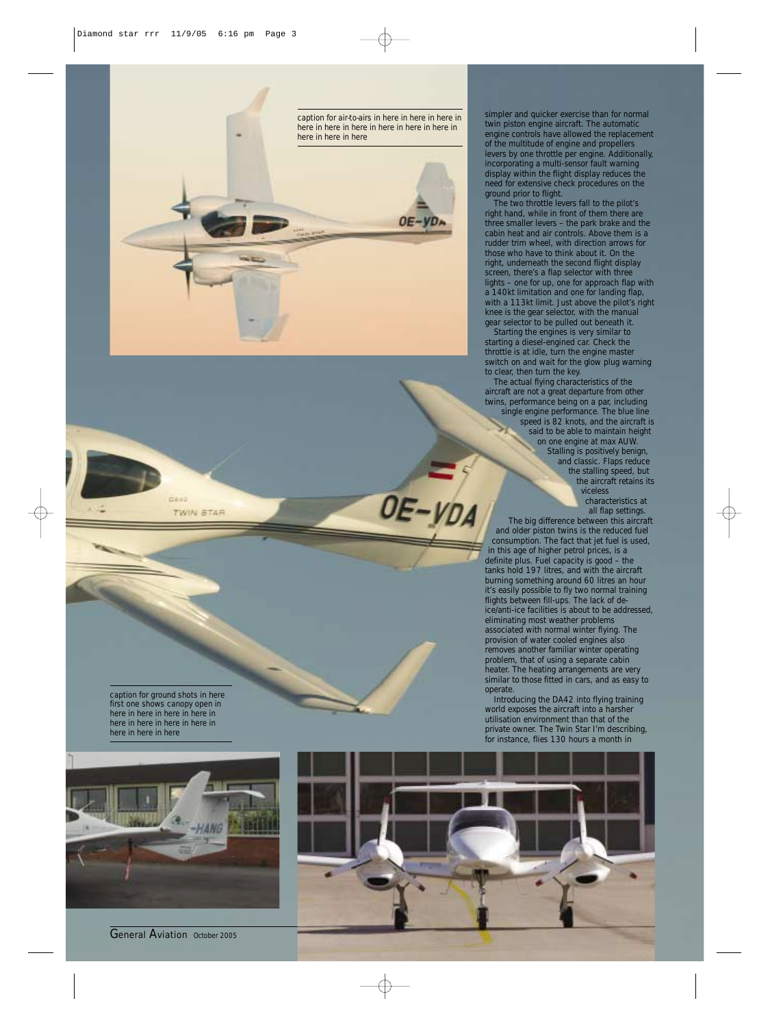caption for air-to-airs in here in here in here in here in here in here in here in here in here in here in here in here

simpler and quicker exercise than for normal twin piston engine aircraft. The automatic engine controls have allowed the replacement of the multitude of engine and propellers levers by one throttle per engine. Additionally, incorporating a multi-sensor fault warning display within the flight display reduces the need for extensive check procedures on the ground prior to flight.

The two throttle levers fall to the pilot's right hand, while in front of them there are three smaller levers – the park brake and the cabin heat and air controls. Above them is a rudder trim wheel, with direction arrows for those who have to think about it. On the right, underneath the second flight display screen, there's a flap selector with three lights – one for up, one for approach flap with a 140kt limitation and one for landing flap, with a 113kt limit. Just above the pilot's right knee is the gear selector, with the manual gear selector to be pulled out beneath it.

Starting the engines is very similar to starting a diesel-engined car. Check the throttle is at idle, turn the engine master switch on and wait for the glow plug warning to clear, then turn the key.

The actual flying characteristics of the aircraft are not a great departure from other twins, performance being on a par, including single engine performance. The blue line speed is 82 knots, and the aircraft is said to be able to maintain height on one engine at max AUW. Stalling is positively benign, and classic. Flaps reduce the stalling speed, but the aircraft retains its viceless characteristics at all flap settings.

The big difference between this aircraft and older piston twins is the reduced fuel consumption. The fact that jet fuel is used, in this age of higher petrol prices, is a definite plus. Fuel capacity is good – the tanks hold 197 litres, and with the aircraft burning something around 60 litres an hour it's easily possible to fly two normal training flights between fill-ups. The lack of de-ice/anti-ice facilities is about to be addressed, eliminating most weather problems associated with normal winter flying. The provision of water cooled engines also removes another familiar winter operating problem, that of using a separate cabin heater. The heating arrangements are very similar to those fitted in cars, and as easy to operate.

Introducing the DA42 into flying training world exposes the aircraft into a harsher utilisation environment than that of the private owner. The Twin Star I'm describing, for instance, flies 130 hours a month in

caption for ground shots in here first one shows canopy open in here in here in here in here in here in here in here in here in here in here in here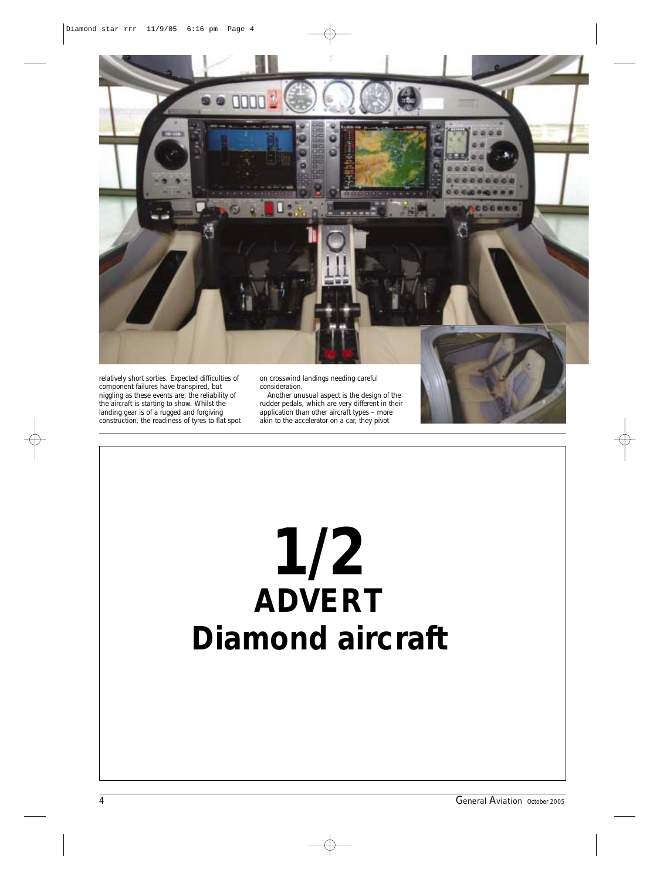relatively short sorties. Expected difficulties of component failures have transpired, but niggling as these events are, the reliability of the aircraft is starting to show. Whilst the landing gear is of a rugged and forgiving construction, the readiness of tyres to flat spot on crosswind landings needing careful consideration.

Another unusual aspect is the design of the rudder pedals, which are very different in their application than other aircraft types – more akin to the accelerator on a car, they pivot

**1/2**
**ADVERT**
**Diamond aircraft**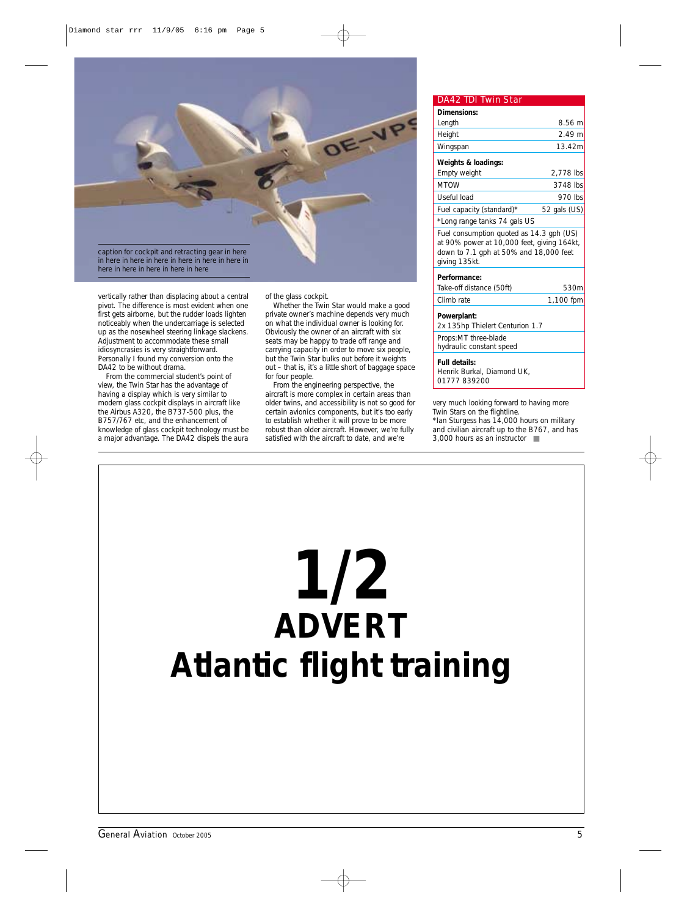caption for cockpit and retracting gear in here in here in here in here in here in here in here here in here in here in here in here

vertically rather than displacing about a central pivot. The difference is most evident when one first gets airborne, but the rudder loads lighten noticeably when the undercarriage is selected up as the nosewheel steering linkage slackens. Adjustment to accommodate these small idiosyncrasies is very straightforward. Personally I found my conversion onto the DA42 to be without drama.

From the commercial student's point of view, the Twin Star has the advantage of having a display which is very similar to modern glass cockpit displays in aircraft like the Airbus A320, the B737-500 plus, the B757/767 etc, and the enhancement of knowledge of glass cockpit technology must be a major advantage. The DA42 dispels the aura of the glass cockpit.

Whether the Twin Star would make a good private owner's machine depends very much on what the individual owner is looking for. Obviously the owner of an aircraft with six seats may be happy to trade off range and carrying capacity in order to move six people, but the Twin Star bulks out before it weights out – that is, it's a little short of baggage space for four people.

From the engineering perspective, the aircraft is more complex in certain areas than older twins, and accessibility is not so good for certain avionics components, but it's too early to establish whether it will prove to be more robust than older aircraft. However, we're fully satisfied with the aircraft to date, and we're very much looking forward to having more Twin Stars on the flightline.

*Ian Sturgess has 14,000 hours on military and civilian aircraft up to the B767, and has 3,000 hours as an instructor ■

## DA42 TDI Twin Star

| | |
|---|---|
| **Dimensions:** | |
| Length | 8.56 m |
| Height | 2.49 m |
| Wingspan | 13.42m |
| **Weights & loadings:** | |
| Empty weight | 2,778 lbs |
| MTOW | 3748 lbs |
| Useful load | 970 lbs |
| Fuel capacity (standard)* | 52 gals (US) |
| *Long range tanks 74 gals US | |
| Fuel consumption quoted as 14.3 gph (US) at 90% power at 10,000 feet, giving 164kt, down to 7.1 gph at 50% and 18,000 feet giving 135kt. | |
| **Performance:** | |
| Take-off distance (50ft) | 530m |
| Climb rate | 1,100 fpm |
| **Powerplant:** | |
| 2x 135hp Thielert Centurion 1.7 | |
| Props:MT three-blade hydraulic constant speed | |
| **Full details:** | |
| Henrik Burkal, Diamond UK, 01777 839200 | |

# 1/2 ADVERT
# Atlantic flight training